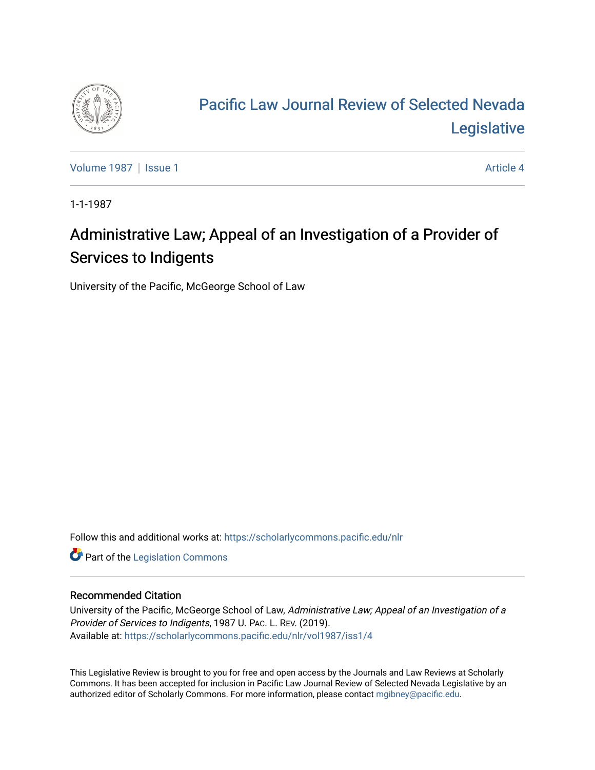# Pacific Law Journal Review of Selected Nevada Legislative

Volume 1987 | Issue 1 | Article 4

1-1-1987

## Administrative Law; Appeal of an Investigation of a Provider of Services to Indigents

University of the Pacific, McGeorge School of Law

Follow this and additional works at: https://scholarlycommons.pacific.edu/nlr

Part of the Legislation Commons

### Recommended Citation

University of the Pacific, McGeorge School of Law, *Administrative Law; Appeal of an Investigation of a Provider of Services to Indigents*, 1987 U. PAC. L. REV. (2019).
Available at: https://scholarlycommons.pacific.edu/nlr/vol1987/iss1/4

This Legislative Review is brought to you for free and open access by the Journals and Law Reviews at Scholarly Commons. It has been accepted for inclusion in Pacific Law Journal Review of Selected Nevada Legislative by an authorized editor of Scholarly Commons. For more information, please contact mgibney@pacific.edu.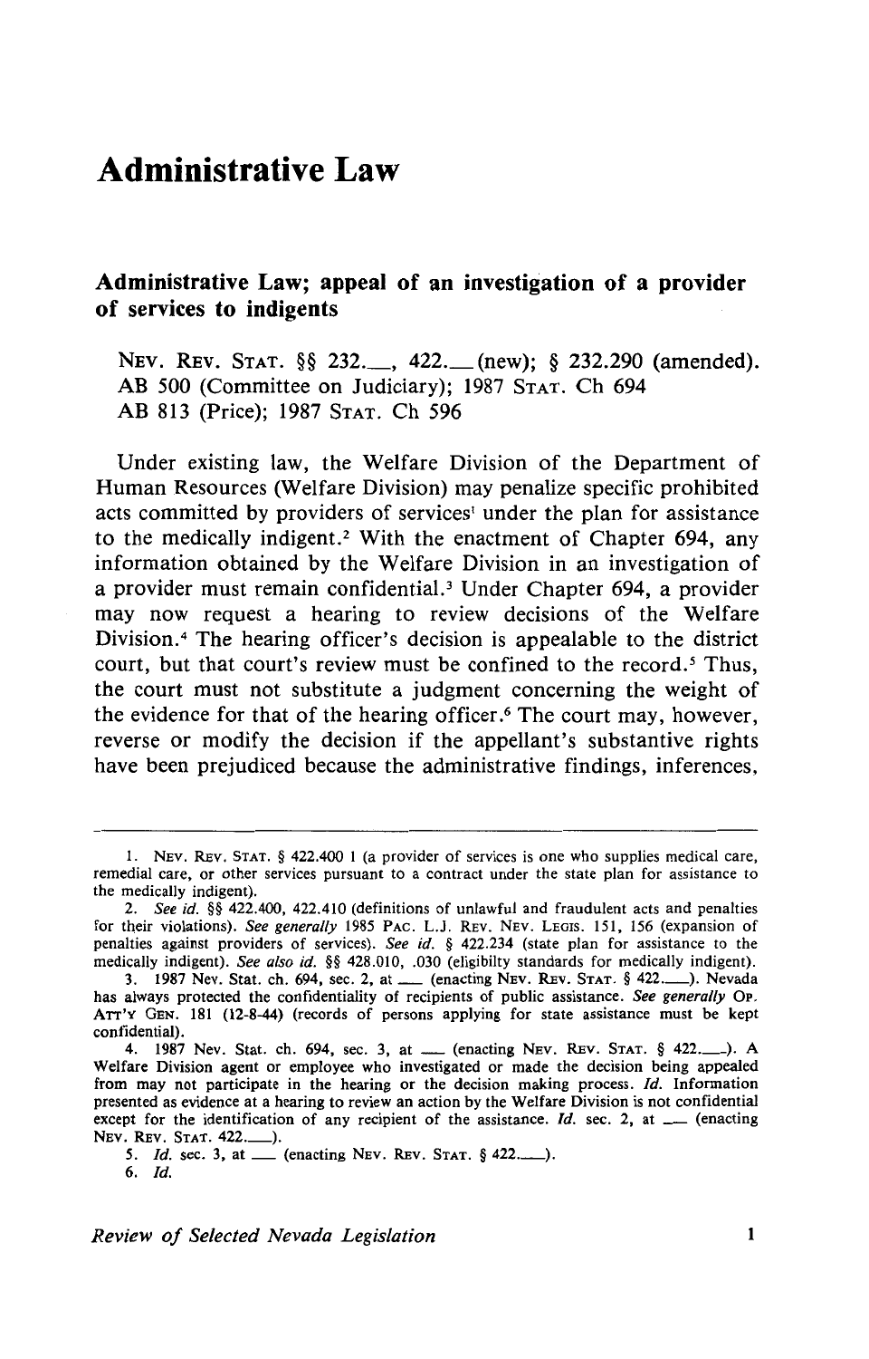# Administrative Law

## Administrative Law; appeal of an investigation of a provider of services to indigents

NEV. REV. STAT. §§ 232.___, 422.___ (new); § 232.290 (amended).
AB 500 (Committee on Judiciary); 1987 STAT. Ch 694
AB 813 (Price); 1987 STAT. Ch 596

Under existing law, the Welfare Division of the Department of Human Resources (Welfare Division) may penalize specific prohibited acts committed by providers of services[1] under the plan for assistance to the medically indigent.[2] With the enactment of Chapter 694, any information obtained by the Welfare Division in an investigation of a provider must remain confidential.[3] Under Chapter 694, a provider may now request a hearing to review decisions of the Welfare Division.[4] The hearing officer's decision is appealable to the district court, but that court's review must be confined to the record.[5] Thus, the court must not substitute a judgment concerning the weight of the evidence for that of the hearing officer.[6] The court may, however, reverse or modify the decision if the appellant's substantive rights have been prejudiced because the administrative findings, inferences,

---

1. NEV. REV. STAT. § 422.400 1 (a provider of services is one who supplies medical care, remedial care, or other services pursuant to a contract under the state plan for assistance to the medically indigent).

2. *See id.* §§ 422.400, 422.410 (definitions of unlawful and fraudulent acts and penalties for their violations). *See generally* 1985 PAC. L.J. REV. NEV. LEGIS. 151, 156 (expansion of penalties against providers of services). *See id.* § 422.234 (state plan for assistance to the medically indigent). *See also id.* §§ 428.010, .030 (eligibilty standards for medically indigent).

3. 1987 Nev. Stat. ch. 694, sec. 2, at ___ (enacting NEV. REV. STAT. § 422.___). Nevada has always protected the confidentiality of recipients of public assistance. *See generally* OP. ATT'Y GEN. 181 (12-8-44) (records of persons applying for state assistance must be kept confidential).

4. 1987 Nev. Stat. ch. 694, sec. 3, at ___ (enacting NEV. REV. STAT. § 422.___). A Welfare Division agent or employee who investigated or made the decision being appealed from may not participate in the hearing or the decision making process. *Id.* Information presented as evidence at a hearing to review an action by the Welfare Division is not confidential except for the identification of any recipient of the assistance. *Id.* sec. 2, at ___ (enacting NEV. REV. STAT. 422.___).

5. *Id.* sec. 3, at ___ (enacting NEV. REV. STAT. § 422.___).

6. *Id.*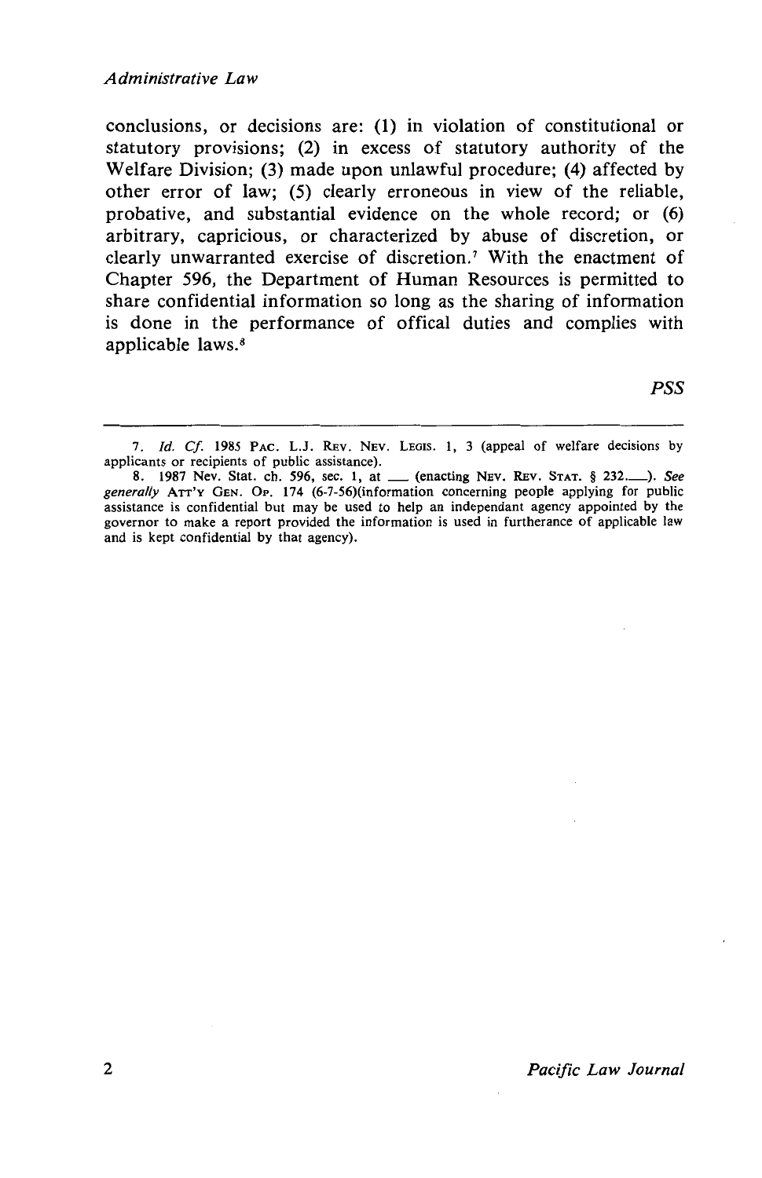conclusions, or decisions are: (1) in violation of constitutional or statutory provisions; (2) in excess of statutory authority of the Welfare Division; (3) made upon unlawful procedure; (4) affected by other error of law; (5) clearly erroneous in view of the reliable, probative, and substantial evidence on the whole record; or (6) arbitrary, capricious, or characterized by abuse of discretion, or clearly unwarranted exercise of discretion.[7] With the enactment of Chapter 596, the Department of Human Resources is permitted to share confidential information so long as the sharing of information is done in the performance of offical duties and complies with applicable laws.[8]

*PSS*

---

7. *Id. Cf.* 1985 PAC. L.J. REV. NEV. LEGIS. 1, 3 (appeal of welfare decisions by applicants or recipients of public assistance).

8. 1987 Nev. Stat. ch. 596, sec. 1, at ___ (enacting NEV. REV. STAT. § 232.___). *See generally* ATT'Y GEN. OP. 174 (6-7-56)(information concerning people applying for public assistance is confidential but may be used to help an independant agency appointed by the governor to make a report provided the information is used in furtherance of applicable law and is kept confidential by that agency).